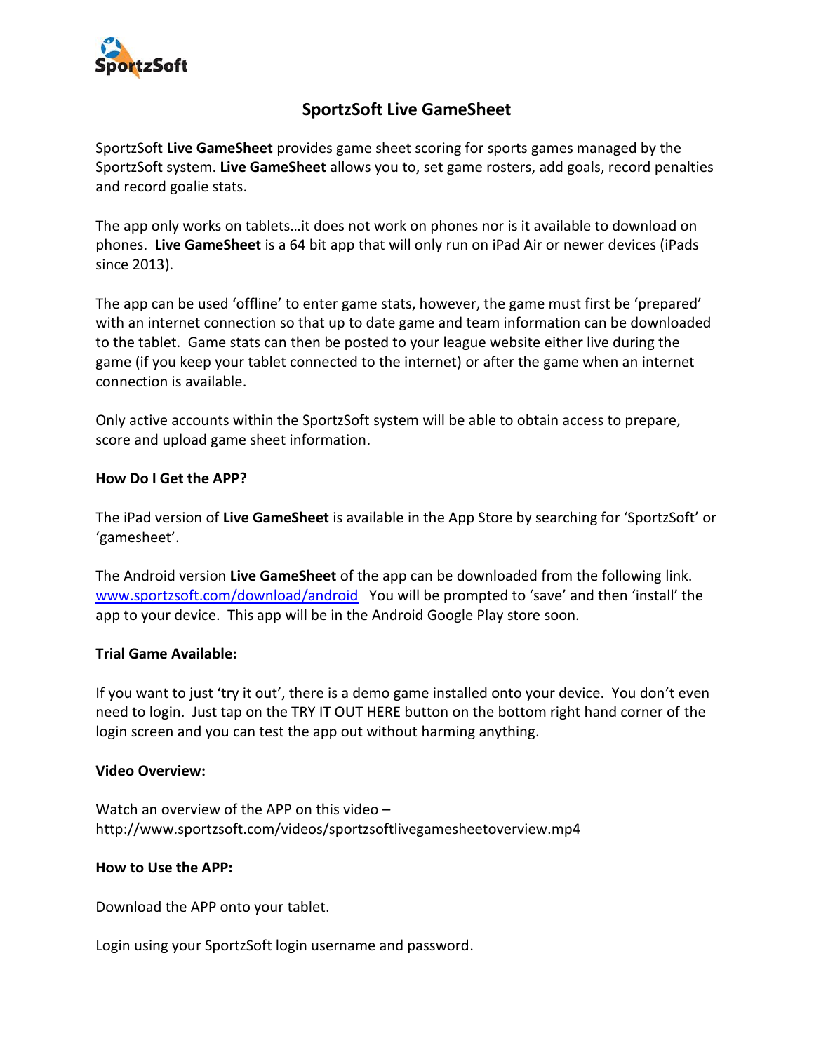# SportzSoft Live GameSheet

SportzSoft **Live GameSheet** provides game sheet scoring for sports games managed by the SportzSoft system. **Live GameSheet** allows you to, set game rosters, add goals, record penalties and record goalie stats.

The app only works on tablets…it does not work on phones nor is it available to download on phones. **Live GameSheet** is a 64 bit app that will only run on iPad Air or newer devices (iPads since 2013).

The app can be used 'offline' to enter game stats, however, the game must first be 'prepared' with an internet connection so that up to date game and team information can be downloaded to the tablet. Game stats can then be posted to your league website either live during the game (if you keep your tablet connected to the internet) or after the game when an internet connection is available.

Only active accounts within the SportzSoft system will be able to obtain access to prepare, score and upload game sheet information.

**How Do I Get the APP?**

The iPad version of **Live GameSheet** is available in the App Store by searching for 'SportzSoft' or 'gamesheet'.

The Android version **Live GameSheet** of the app can be downloaded from the following link. [www.sportzsoft.com/download/android](www.sportzsoft.com/download/android) You will be prompted to 'save' and then 'install' the app to your device. This app will be in the Android Google Play store soon.

**Trial Game Available:**

If you want to just 'try it out', there is a demo game installed onto your device. You don't even need to login. Just tap on the TRY IT OUT HERE button on the bottom right hand corner of the login screen and you can test the app out without harming anything.

**Video Overview:**

Watch an overview of the APP on this video – http://www.sportzsoft.com/videos/sportzsoftlivegamesheetoverview.mp4

**How to Use the APP:**

Download the APP onto your tablet.

Login using your SportzSoft login username and password.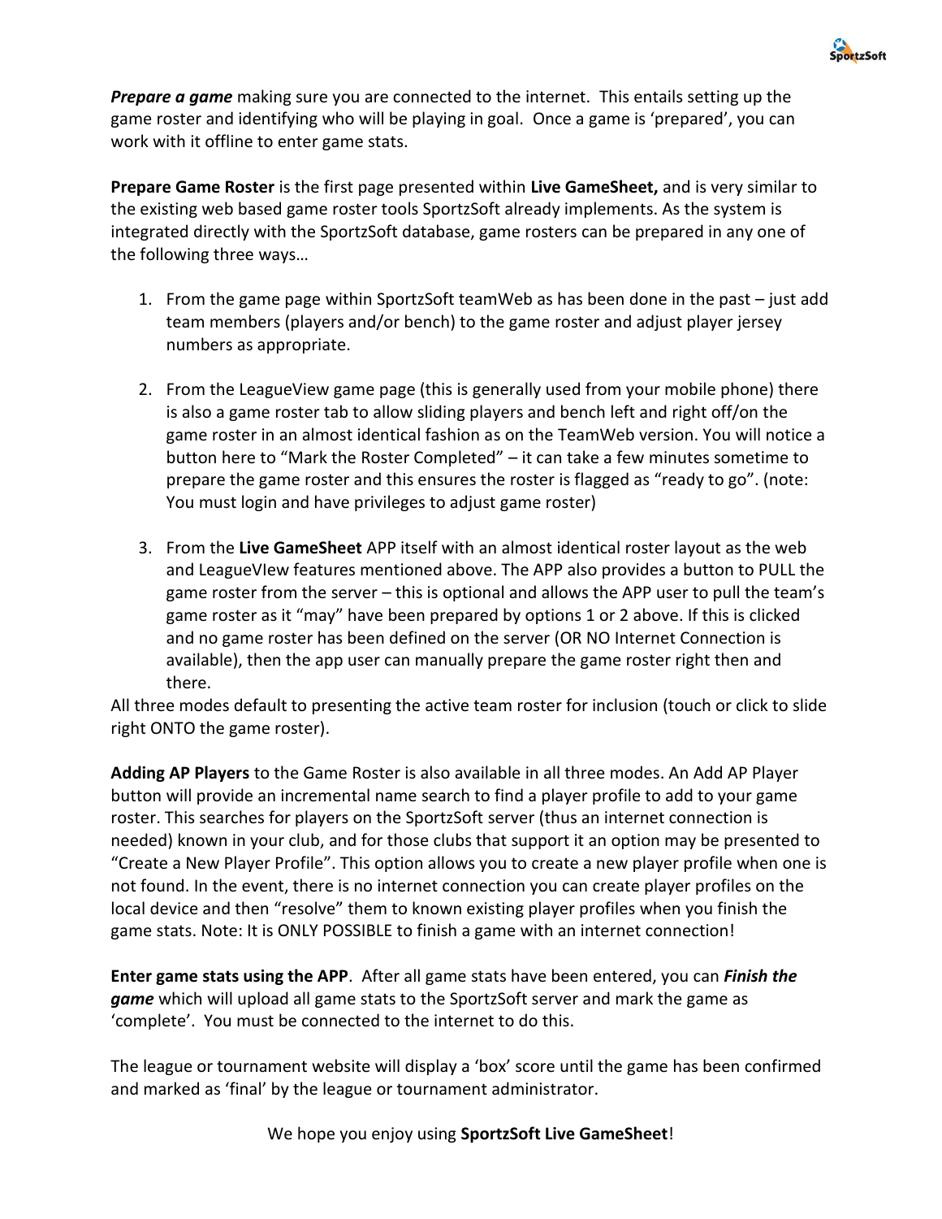***Prepare a game*** making sure you are connected to the internet.  This entails setting up the game roster and identifying who will be playing in goal.  Once a game is 'prepared', you can work with it offline to enter game stats.

**Prepare Game Roster** is the first page presented within **Live GameSheet,** and is very similar to the existing web based game roster tools SportzSoft already implements. As the system is integrated directly with the SportzSoft database, game rosters can be prepared in any one of the following three ways…

1. From the game page within SportzSoft teamWeb as has been done in the past – just add team members (players and/or bench) to the game roster and adjust player jersey numbers as appropriate.

2. From the LeagueView game page (this is generally used from your mobile phone) there is also a game roster tab to allow sliding players and bench left and right off/on the game roster in an almost identical fashion as on the TeamWeb version. You will notice a button here to "Mark the Roster Completed" – it can take a few minutes sometime to prepare the game roster and this ensures the roster is flagged as "ready to go". (note: You must login and have privileges to adjust game roster)

3. From the **Live GameSheet** APP itself with an almost identical roster layout as the web and LeagueVIew features mentioned above. The APP also provides a button to PULL the game roster from the server – this is optional and allows the APP user to pull the team's game roster as it "may" have been prepared by options 1 or 2 above. If this is clicked and no game roster has been defined on the server (OR NO Internet Connection is available), then the app user can manually prepare the game roster right then and there.

All three modes default to presenting the active team roster for inclusion (touch or click to slide right ONTO the game roster).

**Adding AP Players** to the Game Roster is also available in all three modes. An Add AP Player button will provide an incremental name search to find a player profile to add to your game roster. This searches for players on the SportzSoft server (thus an internet connection is needed) known in your club, and for those clubs that support it an option may be presented to "Create a New Player Profile". This option allows you to create a new player profile when one is not found. In the event, there is no internet connection you can create player profiles on the local device and then "resolve" them to known existing player profiles when you finish the game stats. Note: It is ONLY POSSIBLE to finish a game with an internet connection!

**Enter game stats using the APP**.  After all game stats have been entered, you can ***Finish the game*** which will upload all game stats to the SportzSoft server and mark the game as 'complete'.  You must be connected to the internet to do this.

The league or tournament website will display a 'box' score until the game has been confirmed and marked as 'final' by the league or tournament administrator.

We hope you enjoy using **SportzSoft Live GameSheet**!